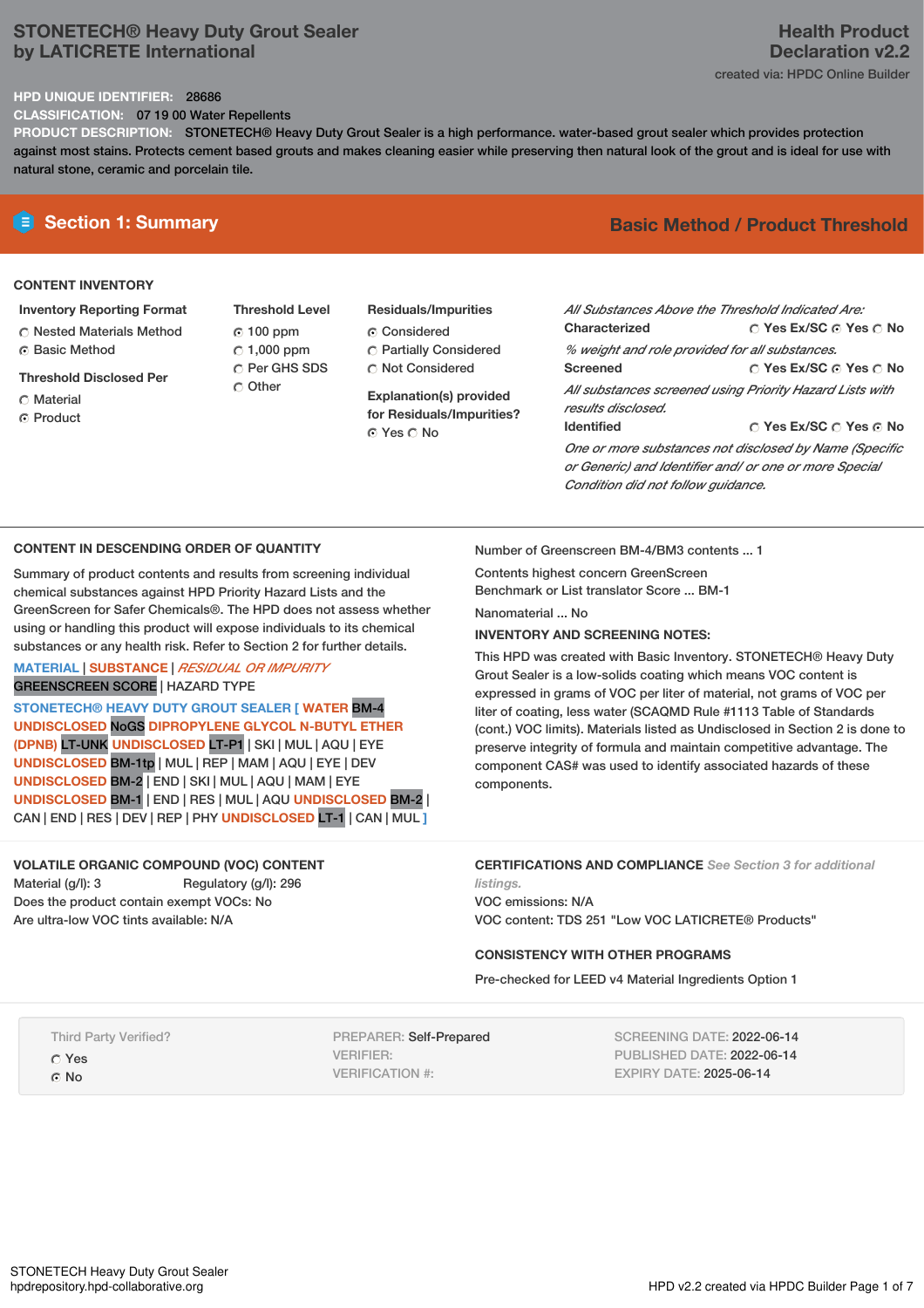# STONETECH® Heavy Duty Grout Sealer by LATICRETE International

**Health Product Declaration v2.2**

created via: HPDC Online Builder

**HPD UNIQUE IDENTIFIER:** 28686

**CLASSIFICATION:** 07 19 00 Water Repellents

**PRODUCT DESCRIPTION:** STONETECH® Heavy Duty Grout Sealer is a high performance. water-based grout sealer which provides protection against most stains. Protects cement based grouts and makes cleaning easier while preserving then natural look of the grout and is ideal for use with natural stone, ceramic and porcelain tile.

## Section 1: Summary

**Basic Method / Product Threshold**

### CONTENT INVENTORY

**Inventory Reporting Format**

- ○ Nested Materials Method
- ◉ Basic Method

**Threshold Disclosed Per**

- ○ Material
- ◉ Product

**Threshold Level**

- ◉ 100 ppm
- ○ 1,000 ppm
- ○ Per GHS SDS
- ○ Other

**Residuals/Impurities**

- ◉ Considered
- ○ Partially Considered
- ○ Not Considered

**Explanation(s) provided for Residuals/Impurities?**

◉ Yes ○ No

*All Substances Above the Threshold Indicated Are:*

**Characterized** ○ Yes Ex/SC ◉ Yes ○ No

*% weight and role provided for all substances.*

**Screened** ○ Yes Ex/SC ◉ Yes ○ No

*All substances screened using Priority Hazard Lists with results disclosed.*

**Identified** ○ Yes Ex/SC ○ Yes ◉ No

*One or more substances not disclosed by Name (Specific or Generic) and Identifier and/ or one or more Special Condition did not follow guidance.*

### CONTENT IN DESCENDING ORDER OF QUANTITY

Summary of product contents and results from screening individual chemical substances against HPD Priority Hazard Lists and the GreenScreen for Safer Chemicals®. The HPD does not assess whether using or handling this product will expose individuals to its chemical substances or any health risk. Refer to Section 2 for further details.

MATERIAL | SUBSTANCE | *RESIDUAL OR IMPURITY*
GREENSCREEN SCORE | HAZARD TYPE

**STONETECH® HEAVY DUTY GROUT SEALER [ WATER** BM-4 **UNDISCLOSED** NoGS **DIPROPYLENE GLYCOL N-BUTYL ETHER (DPNB)** LT-UNK **UNDISCLOSED** LT-P1 | SKI | MUL | AQU | EYE **UNDISCLOSED** BM-1tp | MUL | REP | MAM | AQU | EYE | DEV **UNDISCLOSED** BM-2 | END | SKI | MUL | AQU | MAM | EYE **UNDISCLOSED** BM-1 | END | RES | MUL | AQU **UNDISCLOSED** BM-2 | CAN | END | RES | DEV | REP | PHY **UNDISCLOSED** LT-1 | CAN | MUL **]**

Number of Greenscreen BM-4/BM3 contents ... 1

Contents highest concern GreenScreen Benchmark or List translator Score ... BM-1

Nanomaterial ... No

**INVENTORY AND SCREENING NOTES:**

This HPD was created with Basic Inventory. STONETECH® Heavy Duty Grout Sealer is a low-solids coating which means VOC content is expressed in grams of VOC per liter of material, not grams of VOC per liter of coating, less water (SCAQMD Rule #1113 Table of Standards (cont.) VOC limits). Materials listed as Undisclosed in Section 2 is done to preserve integrity of formula and maintain competitive advantage. The component CAS# was used to identify associated hazards of these components.

### VOLATILE ORGANIC COMPOUND (VOC) CONTENT

Material (g/l): 3 Regulatory (g/l): 296

Does the product contain exempt VOCs: No

Are ultra-low VOC tints available: N/A

### CERTIFICATIONS AND COMPLIANCE *See Section 3 for additional listings.*

VOC emissions: N/A

VOC content: TDS 251 "Low VOC LATICRETE® Products"

### CONSISTENCY WITH OTHER PROGRAMS

Pre-checked for LEED v4 Material Ingredients Option 1

Third Party Verified?

- ○ Yes
- ◉ No

PREPARER: Self-Prepared
VERIFIER:
VERIFICATION #:

SCREENING DATE: 2022-06-14
PUBLISHED DATE: 2022-06-14
EXPIRY DATE: 2025-06-14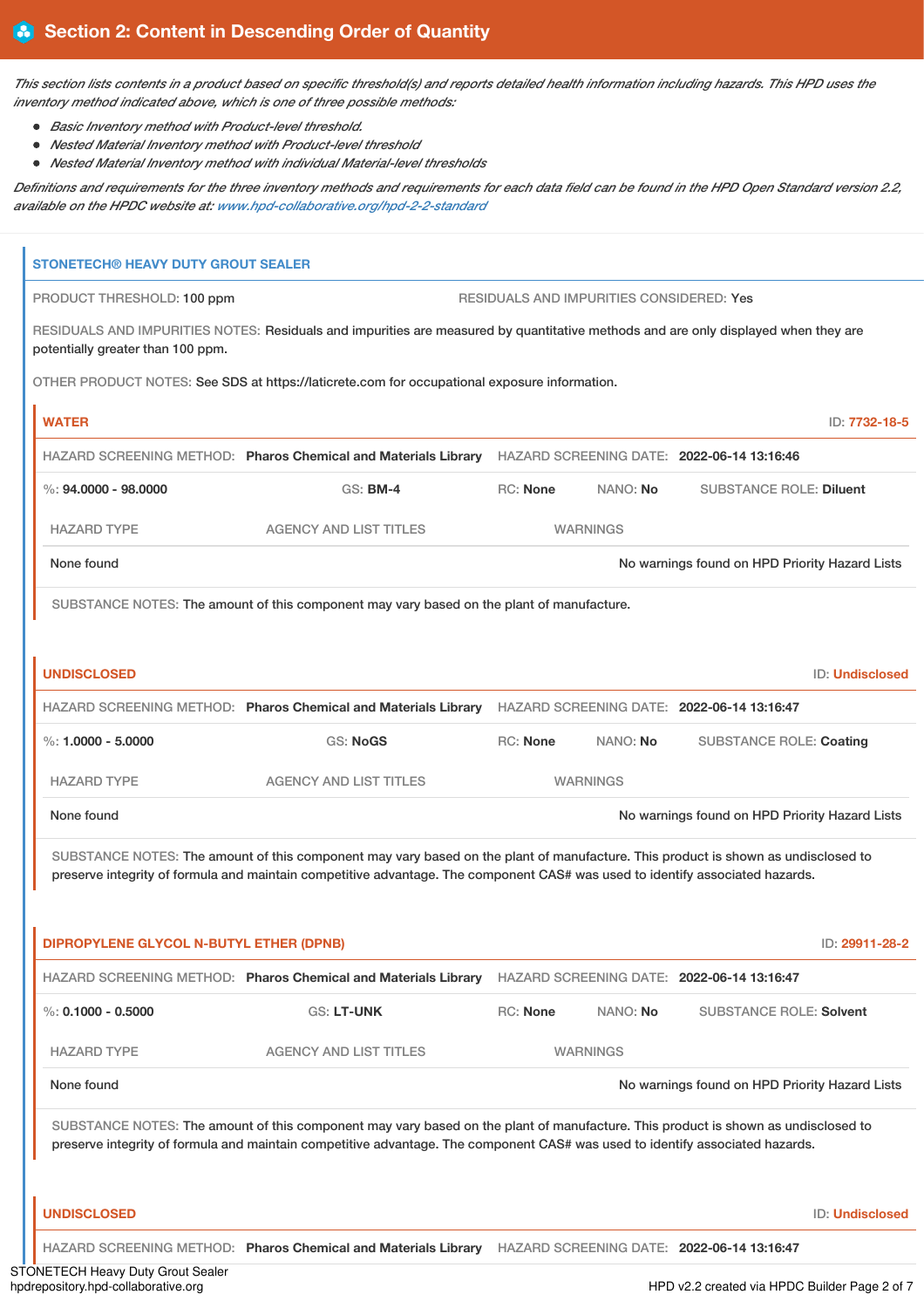## Section 2: Content in Descending Order of Quantity

*This section lists contents in a product based on specific threshold(s) and reports detailed health information including hazards. This HPD uses the inventory method indicated above, which is one of three possible methods:*

- *Basic Inventory method with Product-level threshold.*
- *Nested Material Inventory method with Product-level threshold*
- *Nested Material Inventory method with individual Material-level thresholds*

*Definitions and requirements for the three inventory methods and requirements for each data field can be found in the HPD Open Standard version 2.2, available on the HPDC website at: www.hpd-collaborative.org/hpd-2-2-standard*

### STONETECH® HEAVY DUTY GROUT SEALER

PRODUCT THRESHOLD: 100 ppm

RESIDUALS AND IMPURITIES CONSIDERED: Yes

RESIDUALS AND IMPURITIES NOTES: Residuals and impurities are measured by quantitative methods and are only displayed when they are potentially greater than 100 ppm.

OTHER PRODUCT NOTES: See SDS at https://laticrete.com for occupational exposure information.

#### WATER

ID: 7732-18-5

HAZARD SCREENING METHOD: **Pharos Chemical and Materials Library** HAZARD SCREENING DATE: **2022-06-14 13:16:46**

%: **94.0000 - 98.0000** GS: **BM-4** RC: **None** NANO: **No** SUBSTANCE ROLE: **Diluent**

| HAZARD TYPE | AGENCY AND LIST TITLES | WARNINGS |
|---|---|---|
| None found | | No warnings found on HPD Priority Hazard Lists |

SUBSTANCE NOTES: The amount of this component may vary based on the plant of manufacture.

#### UNDISCLOSED

ID: Undisclosed

HAZARD SCREENING METHOD: **Pharos Chemical and Materials Library** HAZARD SCREENING DATE: **2022-06-14 13:16:47**

%: **1.0000 - 5.0000** GS: **NoGS** RC: **None** NANO: **No** SUBSTANCE ROLE: **Coating**

| HAZARD TYPE | AGENCY AND LIST TITLES | WARNINGS |
|---|---|---|
| None found | | No warnings found on HPD Priority Hazard Lists |

SUBSTANCE NOTES: The amount of this component may vary based on the plant of manufacture. This product is shown as undisclosed to preserve integrity of formula and maintain competitive advantage. The component CAS# was used to identify associated hazards.

#### DIPROPYLENE GLYCOL N-BUTYL ETHER (DPNB)

ID: 29911-28-2

HAZARD SCREENING METHOD: **Pharos Chemical and Materials Library** HAZARD SCREENING DATE: **2022-06-14 13:16:47**

%: **0.1000 - 0.5000** GS: **LT-UNK** RC: **None** NANO: **No** SUBSTANCE ROLE: **Solvent**

| HAZARD TYPE | AGENCY AND LIST TITLES | WARNINGS |
|---|---|---|
| None found | | No warnings found on HPD Priority Hazard Lists |

SUBSTANCE NOTES: The amount of this component may vary based on the plant of manufacture. This product is shown as undisclosed to preserve integrity of formula and maintain competitive advantage. The component CAS# was used to identify associated hazards.

#### UNDISCLOSED

ID: Undisclosed

HAZARD SCREENING METHOD: **Pharos Chemical and Materials Library** HAZARD SCREENING DATE: **2022-06-14 13:16:47**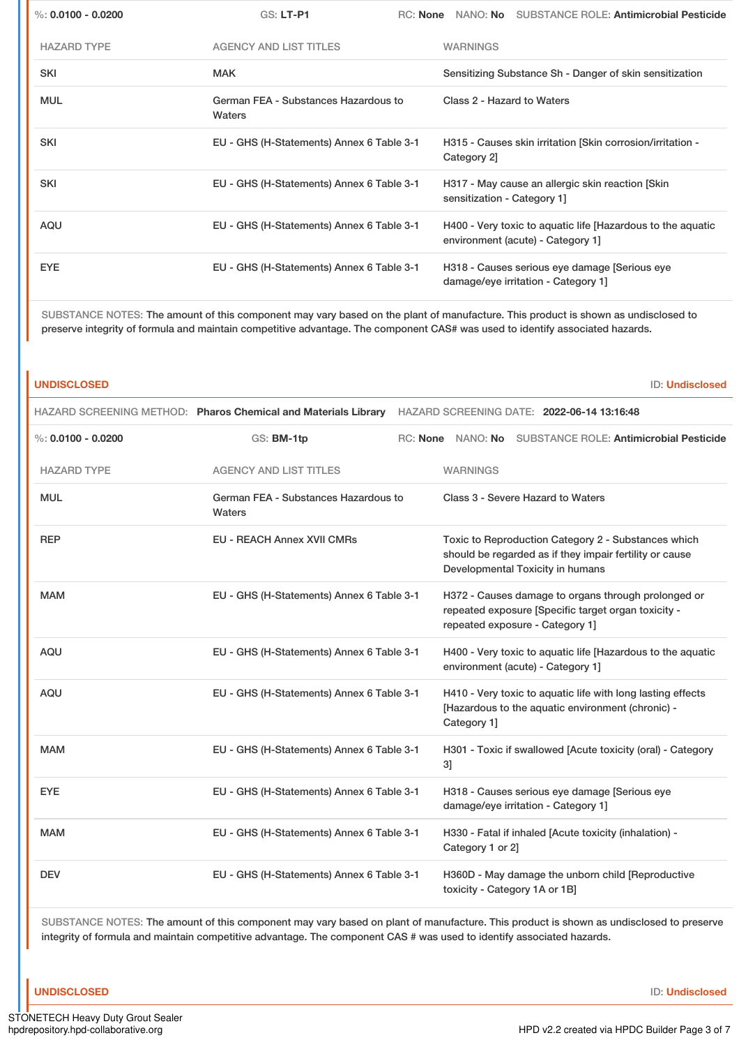%: **0.0100 - 0.0200** | GS: **LT-P1** | RC: **None** | NANO: **No** | SUBSTANCE ROLE: **Antimicrobial Pesticide**

| HAZARD TYPE | AGENCY AND LIST TITLES | WARNINGS |
| --- | --- | --- |
| SKI | MAK | Sensitizing Substance Sh - Danger of skin sensitization |
| MUL | German FEA - Substances Hazardous to Waters | Class 2 - Hazard to Waters |
| SKI | EU - GHS (H-Statements) Annex 6 Table 3-1 | H315 - Causes skin irritation [Skin corrosion/irritation - Category 2] |
| SKI | EU - GHS (H-Statements) Annex 6 Table 3-1 | H317 - May cause an allergic skin reaction [Skin sensitization - Category 1] |
| AQU | EU - GHS (H-Statements) Annex 6 Table 3-1 | H400 - Very toxic to aquatic life [Hazardous to the aquatic environment (acute) - Category 1] |
| EYE | EU - GHS (H-Statements) Annex 6 Table 3-1 | H318 - Causes serious eye damage [Serious eye damage/eye irritation - Category 1] |

SUBSTANCE NOTES: The amount of this component may vary based on the plant of manufacture. This product is shown as undisclosed to preserve integrity of formula and maintain competitive advantage. The component CAS# was used to identify associated hazards.

## UNDISCLOSED

ID: **Undisclosed**

HAZARD SCREENING METHOD: **Pharos Chemical and Materials Library** HAZARD SCREENING DATE: **2022-06-14 13:16:48**

%: **0.0100 - 0.0200** | GS: **BM-1tp** | RC: **None** | NANO: **No** | SUBSTANCE ROLE: **Antimicrobial Pesticide**

| HAZARD TYPE | AGENCY AND LIST TITLES | WARNINGS |
| --- | --- | --- |
| MUL | German FEA - Substances Hazardous to Waters | Class 3 - Severe Hazard to Waters |
| REP | EU - REACH Annex XVII CMRs | Toxic to Reproduction Category 2 - Substances which should be regarded as if they impair fertility or cause Developmental Toxicity in humans |
| MAM | EU - GHS (H-Statements) Annex 6 Table 3-1 | H372 - Causes damage to organs through prolonged or repeated exposure [Specific target organ toxicity - repeated exposure - Category 1] |
| AQU | EU - GHS (H-Statements) Annex 6 Table 3-1 | H400 - Very toxic to aquatic life [Hazardous to the aquatic environment (acute) - Category 1] |
| AQU | EU - GHS (H-Statements) Annex 6 Table 3-1 | H410 - Very toxic to aquatic life with long lasting effects [Hazardous to the aquatic environment (chronic) - Category 1] |
| MAM | EU - GHS (H-Statements) Annex 6 Table 3-1 | H301 - Toxic if swallowed [Acute toxicity (oral) - Category 3] |
| EYE | EU - GHS (H-Statements) Annex 6 Table 3-1 | H318 - Causes serious eye damage [Serious eye damage/eye irritation - Category 1] |
| MAM | EU - GHS (H-Statements) Annex 6 Table 3-1 | H330 - Fatal if inhaled [Acute toxicity (inhalation) - Category 1 or 2] |
| DEV | EU - GHS (H-Statements) Annex 6 Table 3-1 | H360D - May damage the unborn child [Reproductive toxicity - Category 1A or 1B] |

SUBSTANCE NOTES: The amount of this component may vary based on plant of manufacture. This product is shown as undisclosed to preserve integrity of formula and maintain competitive advantage. The component CAS # was used to identify associated hazards.

## UNDISCLOSED

ID: **Undisclosed**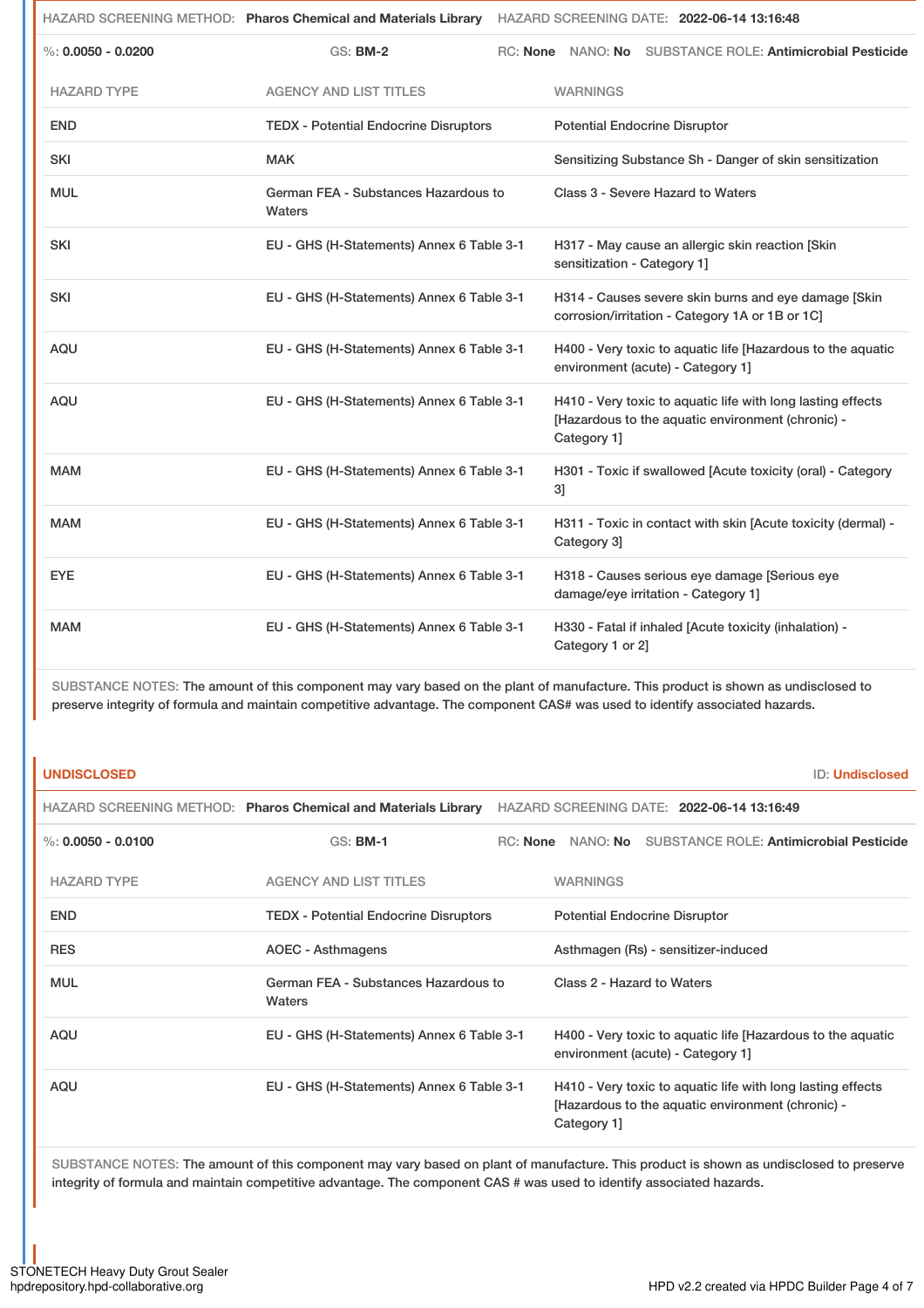HAZARD SCREENING METHOD: **Pharos Chemical and Materials Library** HAZARD SCREENING DATE: **2022-06-14 13:16:48**

%: **0.0050 - 0.0200** GS: **BM-2** RC: **None** NANO: **No** SUBSTANCE ROLE: **Antimicrobial Pesticide**

| HAZARD TYPE | AGENCY AND LIST TITLES | WARNINGS |
| --- | --- | --- |
| END | TEDX - Potential Endocrine Disruptors | Potential Endocrine Disruptor |
| SKI | MAK | Sensitizing Substance Sh - Danger of skin sensitization |
| MUL | German FEA - Substances Hazardous to Waters | Class 3 - Severe Hazard to Waters |
| SKI | EU - GHS (H-Statements) Annex 6 Table 3-1 | H317 - May cause an allergic skin reaction [Skin sensitization - Category 1] |
| SKI | EU - GHS (H-Statements) Annex 6 Table 3-1 | H314 - Causes severe skin burns and eye damage [Skin corrosion/irritation - Category 1A or 1B or 1C] |
| AQU | EU - GHS (H-Statements) Annex 6 Table 3-1 | H400 - Very toxic to aquatic life [Hazardous to the aquatic environment (acute) - Category 1] |
| AQU | EU - GHS (H-Statements) Annex 6 Table 3-1 | H410 - Very toxic to aquatic life with long lasting effects [Hazardous to the aquatic environment (chronic) - Category 1] |
| MAM | EU - GHS (H-Statements) Annex 6 Table 3-1 | H301 - Toxic if swallowed [Acute toxicity (oral) - Category 3] |
| MAM | EU - GHS (H-Statements) Annex 6 Table 3-1 | H311 - Toxic in contact with skin [Acute toxicity (dermal) - Category 3] |
| EYE | EU - GHS (H-Statements) Annex 6 Table 3-1 | H318 - Causes serious eye damage [Serious eye damage/eye irritation - Category 1] |
| MAM | EU - GHS (H-Statements) Annex 6 Table 3-1 | H330 - Fatal if inhaled [Acute toxicity (inhalation) - Category 1 or 2] |

SUBSTANCE NOTES: The amount of this component may vary based on the plant of manufacture. This product is shown as undisclosed to preserve integrity of formula and maintain competitive advantage. The component CAS# was used to identify associated hazards.

## UNDISCLOSED

ID: **Undisclosed**

HAZARD SCREENING METHOD: **Pharos Chemical and Materials Library** HAZARD SCREENING DATE: **2022-06-14 13:16:49**

%: **0.0050 - 0.0100** GS: **BM-1** RC: **None** NANO: **No** SUBSTANCE ROLE: **Antimicrobial Pesticide**

| HAZARD TYPE | AGENCY AND LIST TITLES | WARNINGS |
| --- | --- | --- |
| END | TEDX - Potential Endocrine Disruptors | Potential Endocrine Disruptor |
| RES | AOEC - Asthmagens | Asthmagen (Rs) - sensitizer-induced |
| MUL | German FEA - Substances Hazardous to Waters | Class 2 - Hazard to Waters |
| AQU | EU - GHS (H-Statements) Annex 6 Table 3-1 | H400 - Very toxic to aquatic life [Hazardous to the aquatic environment (acute) - Category 1] |
| AQU | EU - GHS (H-Statements) Annex 6 Table 3-1 | H410 - Very toxic to aquatic life with long lasting effects [Hazardous to the aquatic environment (chronic) - Category 1] |

SUBSTANCE NOTES: The amount of this component may vary based on plant of manufacture. This product is shown as undisclosed to preserve integrity of formula and maintain competitive advantage. The component CAS # was used to identify associated hazards.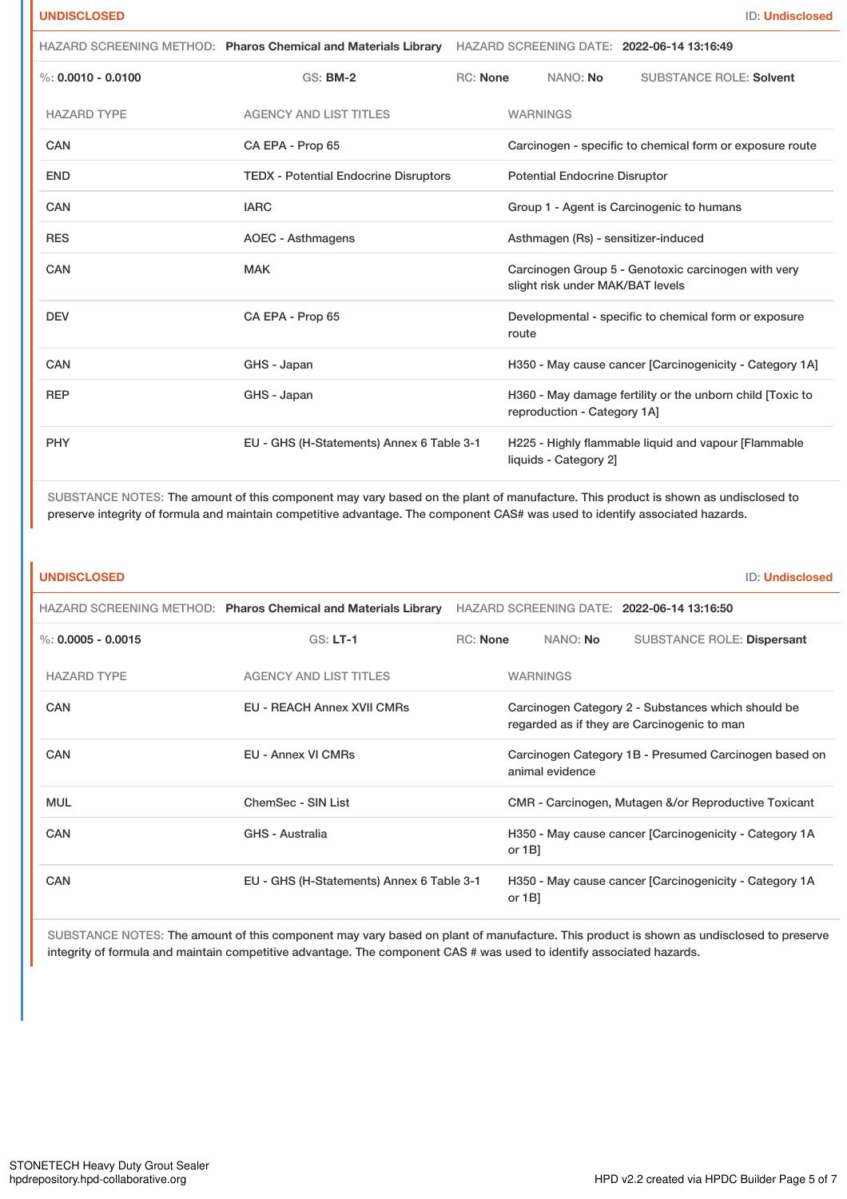**UNDISCLOSED** ID: **Undisclosed**

HAZARD SCREENING METHOD: **Pharos Chemical and Materials Library** HAZARD SCREENING DATE: **2022-06-14 13:16:49**

%: **0.0010 - 0.0100** GS: **BM-2** RC: **None** NANO: **No** SUBSTANCE ROLE: **Solvent**

| HAZARD TYPE | AGENCY AND LIST TITLES | WARNINGS |
|---|---|---|
| CAN | CA EPA - Prop 65 | Carcinogen - specific to chemical form or exposure route |
| END | TEDX - Potential Endocrine Disruptors | Potential Endocrine Disruptor |
| CAN | IARC | Group 1 - Agent is Carcinogenic to humans |
| RES | AOEC - Asthmagens | Asthmagen (Rs) - sensitizer-induced |
| CAN | MAK | Carcinogen Group 5 - Genotoxic carcinogen with very slight risk under MAK/BAT levels |
| DEV | CA EPA - Prop 65 | Developmental - specific to chemical form or exposure route |
| CAN | GHS - Japan | H350 - May cause cancer [Carcinogenicity - Category 1A] |
| REP | GHS - Japan | H360 - May damage fertility or the unborn child [Toxic to reproduction - Category 1A] |
| PHY | EU - GHS (H-Statements) Annex 6 Table 3-1 | H225 - Highly flammable liquid and vapour [Flammable liquids - Category 2] |

SUBSTANCE NOTES: The amount of this component may vary based on the plant of manufacture. This product is shown as undisclosed to preserve integrity of formula and maintain competitive advantage. The component CAS# was used to identify associated hazards.

**UNDISCLOSED** ID: **Undisclosed**

HAZARD SCREENING METHOD: **Pharos Chemical and Materials Library** HAZARD SCREENING DATE: **2022-06-14 13:16:50**

%: **0.0005 - 0.0015** GS: **LT-1** RC: **None** NANO: **No** SUBSTANCE ROLE: **Dispersant**

| HAZARD TYPE | AGENCY AND LIST TITLES | WARNINGS |
|---|---|---|
| CAN | EU - REACH Annex XVII CMRs | Carcinogen Category 2 - Substances which should be regarded as if they are Carcinogenic to man |
| CAN | EU - Annex VI CMRs | Carcinogen Category 1B - Presumed Carcinogen based on animal evidence |
| MUL | ChemSec - SIN List | CMR - Carcinogen, Mutagen &/or Reproductive Toxicant |
| CAN | GHS - Australia | H350 - May cause cancer [Carcinogenicity - Category 1A or 1B] |
| CAN | EU - GHS (H-Statements) Annex 6 Table 3-1 | H350 - May cause cancer [Carcinogenicity - Category 1A or 1B] |

SUBSTANCE NOTES: The amount of this component may vary based on plant of manufacture. This product is shown as undisclosed to preserve integrity of formula and maintain competitive advantage. The component CAS # was used to identify associated hazards.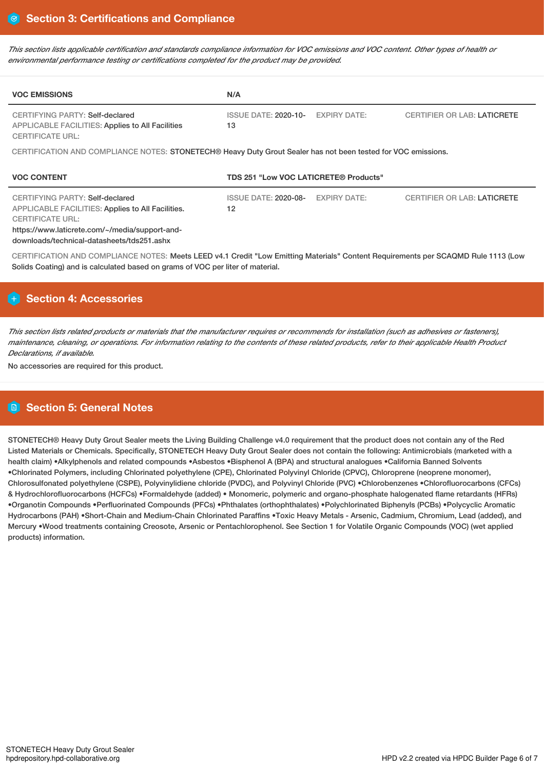## Section 3: Certifications and Compliance

*This section lists applicable certification and standards compliance information for VOC emissions and VOC content. Other types of health or environmental performance testing or certifications completed for the product may be provided.*

| VOC EMISSIONS | N/A | | |
|---|---|---|---|
| CERTIFYING PARTY: Self-declared<br>APPLICABLE FACILITIES: Applies to All Facilities<br>CERTIFICATE URL: | ISSUE DATE: 2020-10-13 | EXPIRY DATE: | CERTIFIER OR LAB: LATICRETE |

CERTIFICATION AND COMPLIANCE NOTES: STONETECH® Heavy Duty Grout Sealer has not been tested for VOC emissions.

| VOC CONTENT | TDS 251 "Low VOC LATICRETE® Products" | | |
|---|---|---|---|
| CERTIFYING PARTY: Self-declared<br>APPLICABLE FACILITIES: Applies to All Facilities.<br>CERTIFICATE URL:<br>https://www.laticrete.com/~/media/support-and-downloads/technical-datasheets/tds251.ashx | ISSUE DATE: 2020-08-12 | EXPIRY DATE: | CERTIFIER OR LAB: LATICRETE |

CERTIFICATION AND COMPLIANCE NOTES: Meets LEED v4.1 Credit "Low Emitting Materials" Content Requirements per SCAQMD Rule 1113 (Low Solids Coating) and is calculated based on grams of VOC per liter of material.

## Section 4: Accessories

*This section lists related products or materials that the manufacturer requires or recommends for installation (such as adhesives or fasteners), maintenance, cleaning, or operations. For information relating to the contents of these related products, refer to their applicable Health Product Declarations, if available.*

No accessories are required for this product.

## Section 5: General Notes

STONETECH® Heavy Duty Grout Sealer meets the Living Building Challenge v4.0 requirement that the product does not contain any of the Red Listed Materials or Chemicals. Specifically, STONETECH Heavy Duty Grout Sealer does not contain the following: Antimicrobials (marketed with a health claim) •Alkylphenols and related compounds •Asbestos •Bisphenol A (BPA) and structural analogues •California Banned Solvents •Chlorinated Polymers, including Chlorinated polyethylene (CPE), Chlorinated Polyvinyl Chloride (CPVC), Chloroprene (neoprene monomer), Chlorosulfonated polyethylene (CSPE), Polyvinylidiene chloride (PVDC), and Polyvinyl Chloride (PVC) •Chlorobenzenes •Chlorofluorocarbons (CFCs) & Hydrochlorofluorocarbons (HCFCs) •Formaldehyde (added) • Monomeric, polymeric and organo-phosphate halogenated flame retardants (HFRs) •Organotin Compounds •Perfluorinated Compounds (PFCs) •Phthalates (orthophthalates) •Polychlorinated Biphenyls (PCBs) •Polycyclic Aromatic Hydrocarbons (PAH) •Short-Chain and Medium-Chain Chlorinated Paraffins •Toxic Heavy Metals - Arsenic, Cadmium, Chromium, Lead (added), and Mercury •Wood treatments containing Creosote, Arsenic or Pentachlorophenol. See Section 1 for Volatile Organic Compounds (VOC) (wet applied products) information.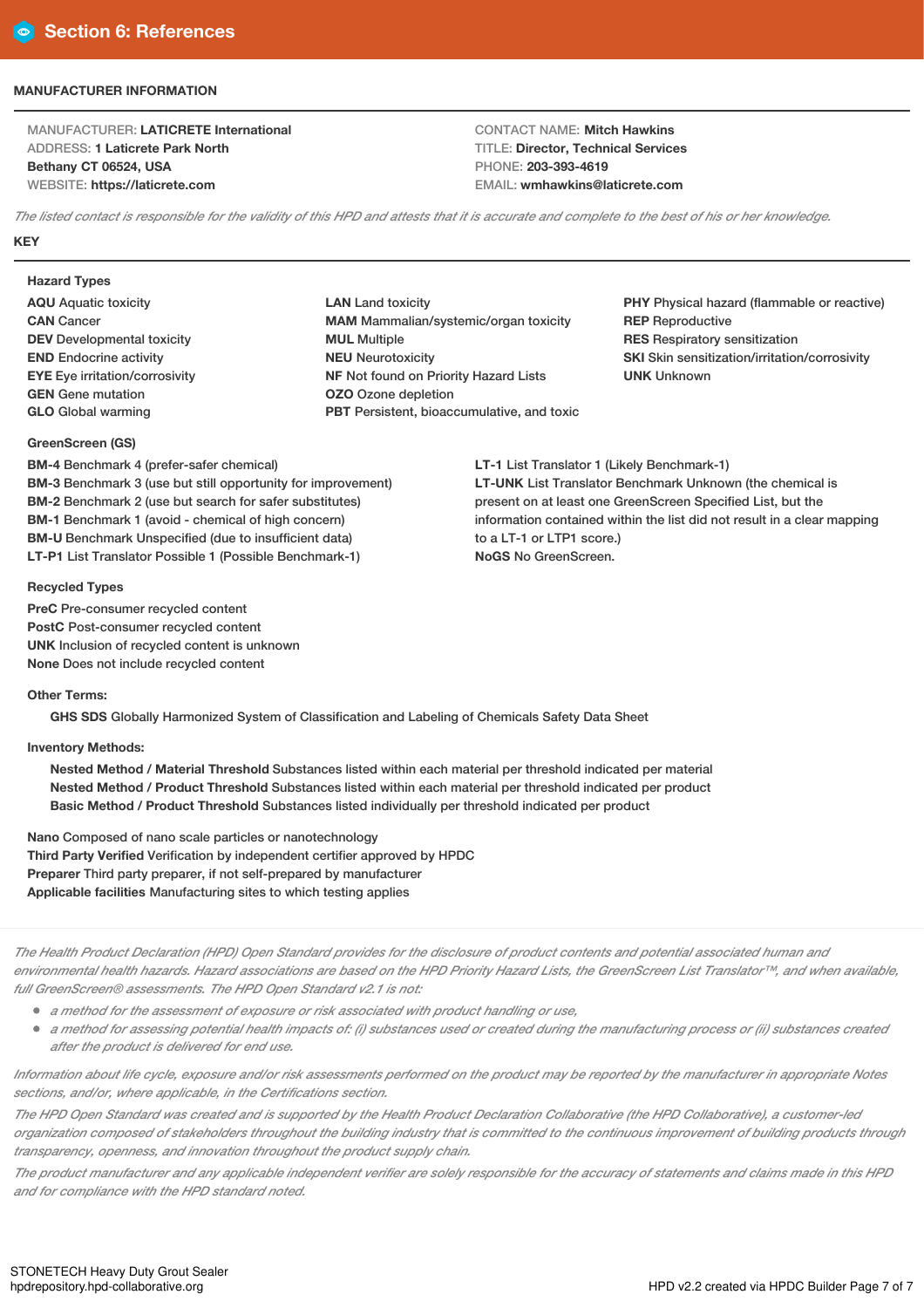## Section 6: References

### MANUFACTURER INFORMATION

MANUFACTURER: **LATICRETE International**
ADDRESS: **1 Laticrete Park North**
**Bethany CT 06524, USA**
WEBSITE: **https://laticrete.com**

CONTACT NAME: **Mitch Hawkins**
TITLE: **Director, Technical Services**
PHONE: **203-393-4619**
EMAIL: **wmhawkins@laticrete.com**

*The listed contact is responsible for the validity of this HPD and attests that it is accurate and complete to the best of his or her knowledge.*

### KEY

**Hazard Types**

**AQU** Aquatic toxicity
**CAN** Cancer
**DEV** Developmental toxicity
**END** Endocrine activity
**EYE** Eye irritation/corrosivity
**GEN** Gene mutation
**GLO** Global warming
**LAN** Land toxicity
**MAM** Mammalian/systemic/organ toxicity
**MUL** Multiple
**NEU** Neurotoxicity
**NF** Not found on Priority Hazard Lists
**OZO** Ozone depletion
**PBT** Persistent, bioaccumulative, and toxic
**PHY** Physical hazard (flammable or reactive)
**REP** Reproductive
**RES** Respiratory sensitization
**SKI** Skin sensitization/irritation/corrosivity
**UNK** Unknown

**GreenScreen (GS)**

**BM-4** Benchmark 4 (prefer-safer chemical)
**BM-3** Benchmark 3 (use but still opportunity for improvement)
**BM-2** Benchmark 2 (use but search for safer substitutes)
**BM-1** Benchmark 1 (avoid - chemical of high concern)
**BM-U** Benchmark Unspecified (due to insufficient data)
**LT-P1** List Translator Possible 1 (Possible Benchmark-1)
**LT-1** List Translator 1 (Likely Benchmark-1)
**LT-UNK** List Translator Benchmark Unknown (the chemical is present on at least one GreenScreen Specified List, but the information contained within the list did not result in a clear mapping to a LT-1 or LTP1 score.)
**NoGS** No GreenScreen.

**Recycled Types**

**PreC** Pre-consumer recycled content
**PostC** Post-consumer recycled content
**UNK** Inclusion of recycled content is unknown
**None** Does not include recycled content

**Other Terms:**

**GHS SDS** Globally Harmonized System of Classification and Labeling of Chemicals Safety Data Sheet

**Inventory Methods:**

**Nested Method / Material Threshold** Substances listed within each material per threshold indicated per material
**Nested Method / Product Threshold** Substances listed within each material per threshold indicated per product
**Basic Method / Product Threshold** Substances listed individually per threshold indicated per product

**Nano** Composed of nano scale particles or nanotechnology
**Third Party Verified** Verification by independent certifier approved by HPDC
**Preparer** Third party preparer, if not self-prepared by manufacturer
**Applicable facilities** Manufacturing sites to which testing applies

*The Health Product Declaration (HPD) Open Standard provides for the disclosure of product contents and potential associated human and environmental health hazards. Hazard associations are based on the HPD Priority Hazard Lists, the GreenScreen List Translator™, and when available, full GreenScreen® assessments. The HPD Open Standard v2.1 is not:*

- *a method for the assessment of exposure or risk associated with product handling or use,*
- *a method for assessing potential health impacts of: (i) substances used or created during the manufacturing process or (ii) substances created after the product is delivered for end use.*

*Information about life cycle, exposure and/or risk assessments performed on the product may be reported by the manufacturer in appropriate Notes sections, and/or, where applicable, in the Certifications section.*

*The HPD Open Standard was created and is supported by the Health Product Declaration Collaborative (the HPD Collaborative), a customer-led organization composed of stakeholders throughout the building industry that is committed to the continuous improvement of building products through transparency, openness, and innovation throughout the product supply chain.*

*The product manufacturer and any applicable independent verifier are solely responsible for the accuracy of statements and claims made in this HPD and for compliance with the HPD standard noted.*